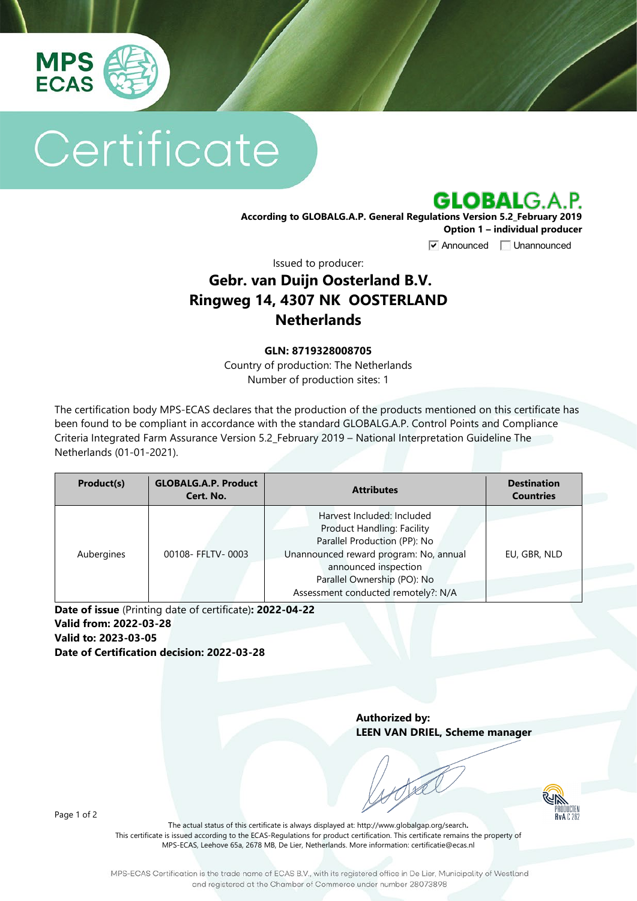MPS ECAS

# Certificate

GLOBALG.A.P.

**According to GLOBALG.A.P. General Regulations Version 5.2_February 2019**
**Option 1 – individual producer**

☑ Announced ☐ Unannounced

Issued to producer:

## Gebr. van Duijn Oosterland B.V.
## Ringweg 14, 4307 NK OOSTERLAND
## Netherlands

**GLN: 8719328008705**

Country of production: The Netherlands

Number of production sites: 1

The certification body MPS-ECAS declares that the production of the products mentioned on this certificate has been found to be compliant in accordance with the standard GLOBALG.A.P. Control Points and Compliance Criteria Integrated Farm Assurance Version 5.2_February 2019 – National Interpretation Guideline The Netherlands (01-01-2021).

| Product(s) | GLOBALG.A.P. Product Cert. No. | Attributes | Destination Countries |
|---|---|---|---|
| Aubergines | 00108- FFLTV- 0003 | Harvest Included: Included<br>Product Handling: Facility<br>Parallel Production (PP): No<br>Unannounced reward program: No, annual announced inspection<br>Parallel Ownership (PO): No<br>Assessment conducted remotely?: N/A | EU, GBR, NLD |

**Date of issue** (Printing date of certificate)**: 2022-04-22**
**Valid from: 2022-03-28**
**Valid to: 2023-03-05**
**Date of Certification decision: 2022-03-28**

**Authorized by:**
**LEEN VAN DRIEL, Scheme manager**

The actual status of this certificate is always displayed at: http://www.globalgap.org/search**.**
This certificate is issued according to the ECAS-Regulations for product certification. This certificate remains the property of MPS-ECAS, Leehove 65a, 2678 MB, De Lier, Netherlands. More information: certificatie@ecas.nl

MPS-ECAS Certification is the trade name of ECAS B.V., with its registered office in De Lier, Municipality of Westland and registered at the Chamber of Commerce under number 28073898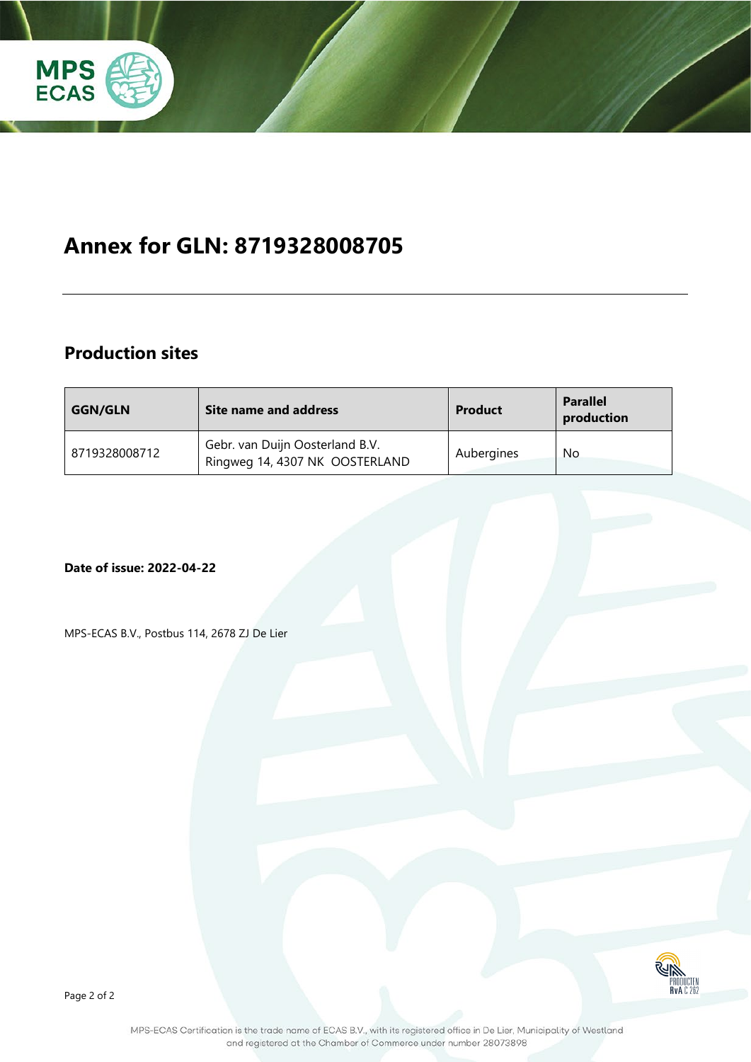# Annex for GLN: 8719328008705

## Production sites

| GGN/GLN | Site name and address | Product | Parallel production |
|---|---|---|---|
| 8719328008712 | Gebr. van Duijn Oosterland B.V.<br>Ringweg 14, 4307 NK OOSTERLAND | Aubergines | No |

**Date of issue: 2022-04-22**

MPS-ECAS B.V., Postbus 114, 2678 ZJ De Lier

MPS-ECAS Certification is the trade name of ECAS B.V., with its registered office in De Lier, Municipality of Westland and registered at the Chamber of Commerce under number 28073898